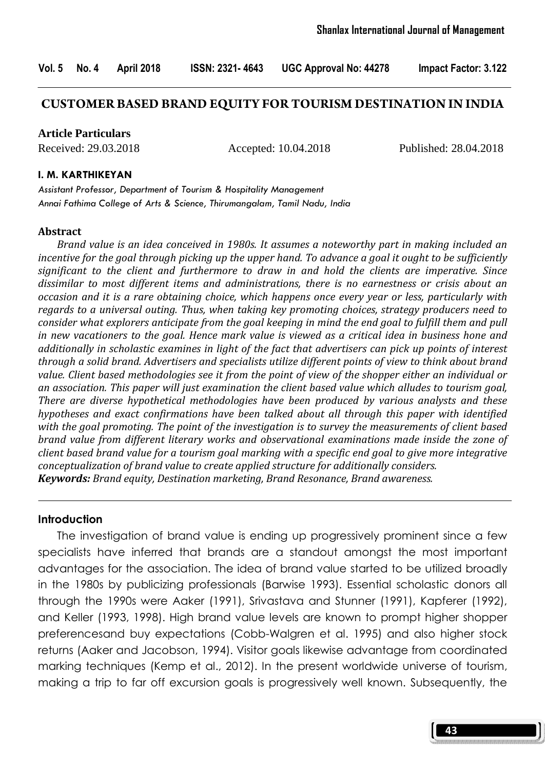# CUSTOMER BASED BRAND EQUITY FOR TOURISM DESTINATION IN INDIA

**Article Particulars**

Received: 29.03.2018 Accepted: 10.04.2018 Published: 28.04.2018

**I. M. KARTHIKEYAN**

*Assistant Professor, Department of Tourism & Hospitality Management*
*Annai Fathima College of Arts & Science, Thirumangalam, Tamil Nadu, India*

## Abstract

*Brand value is an idea conceived in 1980s. It assumes a noteworthy part in making included an incentive for the goal through picking up the upper hand. To advance a goal it ought to be sufficiently significant to the client and furthermore to draw in and hold the clients are imperative. Since dissimilar to most different items and administrations, there is no earnestness or crisis about an occasion and it is a rare obtaining choice, which happens once every year or less, particularly with regards to a universal outing. Thus, when taking key promoting choices, strategy producers need to consider what explorers anticipate from the goal keeping in mind the end goal to fulfill them and pull in new vacationers to the goal. Hence mark value is viewed as a critical idea in business hone and additionally in scholastic examines in light of the fact that advertisers can pick up points of interest through a solid brand. Advertisers and specialists utilize different points of view to think about brand value. Client based methodologies see it from the point of view of the shopper either an individual or an association. This paper will just examination the client based value which alludes to tourism goal, There are diverse hypothetical methodologies have been produced by various analysts and these hypotheses and exact confirmations have been talked about all through this paper with identified with the goal promoting. The point of the investigation is to survey the measurements of client based brand value from different literary works and observational examinations made inside the zone of client based brand value for a tourism goal marking with a specific end goal to give more integrative conceptualization of brand value to create applied structure for additionally considers.*

***Keywords:*** *Brand equity, Destination marketing, Brand Resonance, Brand awareness.*

## Introduction

The investigation of brand value is ending up progressively prominent since a few specialists have inferred that brands are a standout amongst the most important advantages for the association. The idea of brand value started to be utilized broadly in the 1980s by publicizing professionals (Barwise 1993). Essential scholastic donors all through the 1990s were Aaker (1991), Srivastava and Stunner (1991), Kapferer (1992), and Keller (1993, 1998). High brand value levels are known to prompt higher shopper preferencesand buy expectations (Cobb-Walgren et al. 1995) and also higher stock returns (Aaker and Jacobson, 1994). Visitor goals likewise advantage from coordinated marking techniques (Kemp et al., 2012). In the present worldwide universe of tourism, making a trip to far off excursion goals is progressively well known. Subsequently, the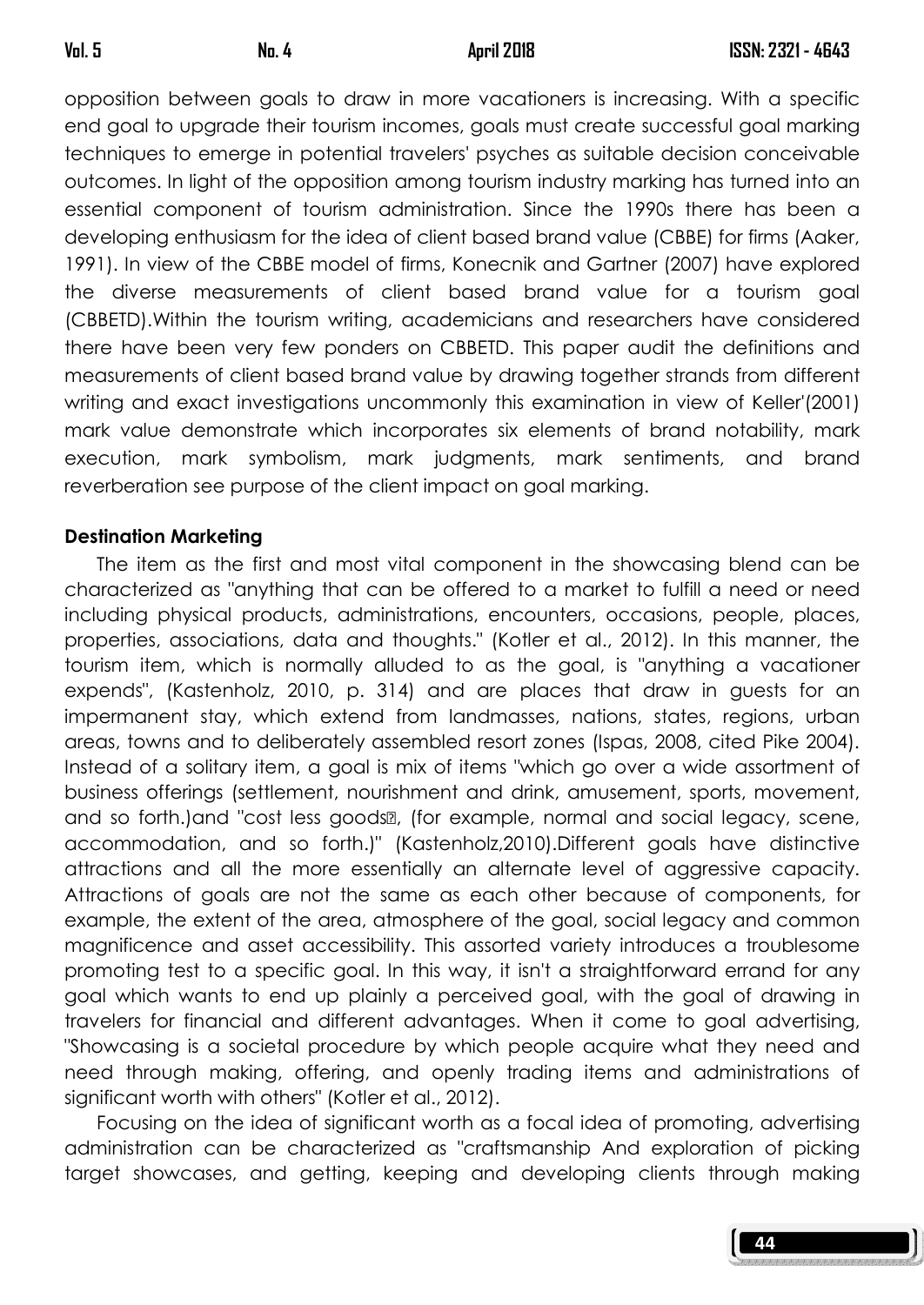opposition between goals to draw in more vacationers is increasing. With a specific end goal to upgrade their tourism incomes, goals must create successful goal marking techniques to emerge in potential travelers' psyches as suitable decision conceivable outcomes. In light of the opposition among tourism industry marking has turned into an essential component of tourism administration. Since the 1990s there has been a developing enthusiasm for the idea of client based brand value (CBBE) for firms (Aaker, 1991). In view of the CBBE model of firms, Konecnik and Gartner (2007) have explored the diverse measurements of client based brand value for a tourism goal (CBBETD).Within the tourism writing, academicians and researchers have considered there have been very few ponders on CBBETD. This paper audit the definitions and measurements of client based brand value by drawing together strands from different writing and exact investigations uncommonly this examination in view of Keller'(2001) mark value demonstrate which incorporates six elements of brand notability, mark execution, mark symbolism, mark judgments, mark sentiments, and brand reverberation see purpose of the client impact on goal marking.

**Destination Marketing**

The item as the first and most vital component in the showcasing blend can be characterized as "anything that can be offered to a market to fulfill a need or need including physical products, administrations, encounters, occasions, people, places, properties, associations, data and thoughts." (Kotler et al., 2012). In this manner, the tourism item, which is normally alluded to as the goal, is "anything a vacationer expends", (Kastenholz, 2010, p. 314) and are places that draw in guests for an impermanent stay, which extend from landmasses, nations, states, regions, urban areas, towns and to deliberately assembled resort zones (Ispas, 2008, cited Pike 2004). Instead of a solitary item, a goal is mix of items "which go over a wide assortment of business offerings (settlement, nourishment and drink, amusement, sports, movement, and so forth.)and "cost less goods, (for example, normal and social legacy, scene, accommodation, and so forth.)" (Kastenholz,2010).Different goals have distinctive attractions and all the more essentially an alternate level of aggressive capacity. Attractions of goals are not the same as each other because of components, for example, the extent of the area, atmosphere of the goal, social legacy and common magnificence and asset accessibility. This assorted variety introduces a troublesome promoting test to a specific goal. In this way, it isn't a straightforward errand for any goal which wants to end up plainly a perceived goal, with the goal of drawing in travelers for financial and different advantages. When it come to goal advertising, "Showcasing is a societal procedure by which people acquire what they need and need through making, offering, and openly trading items and administrations of significant worth with others" (Kotler et al., 2012).

Focusing on the idea of significant worth as a focal idea of promoting, advertising administration can be characterized as "craftsmanship And exploration of picking target showcases, and getting, keeping and developing clients through making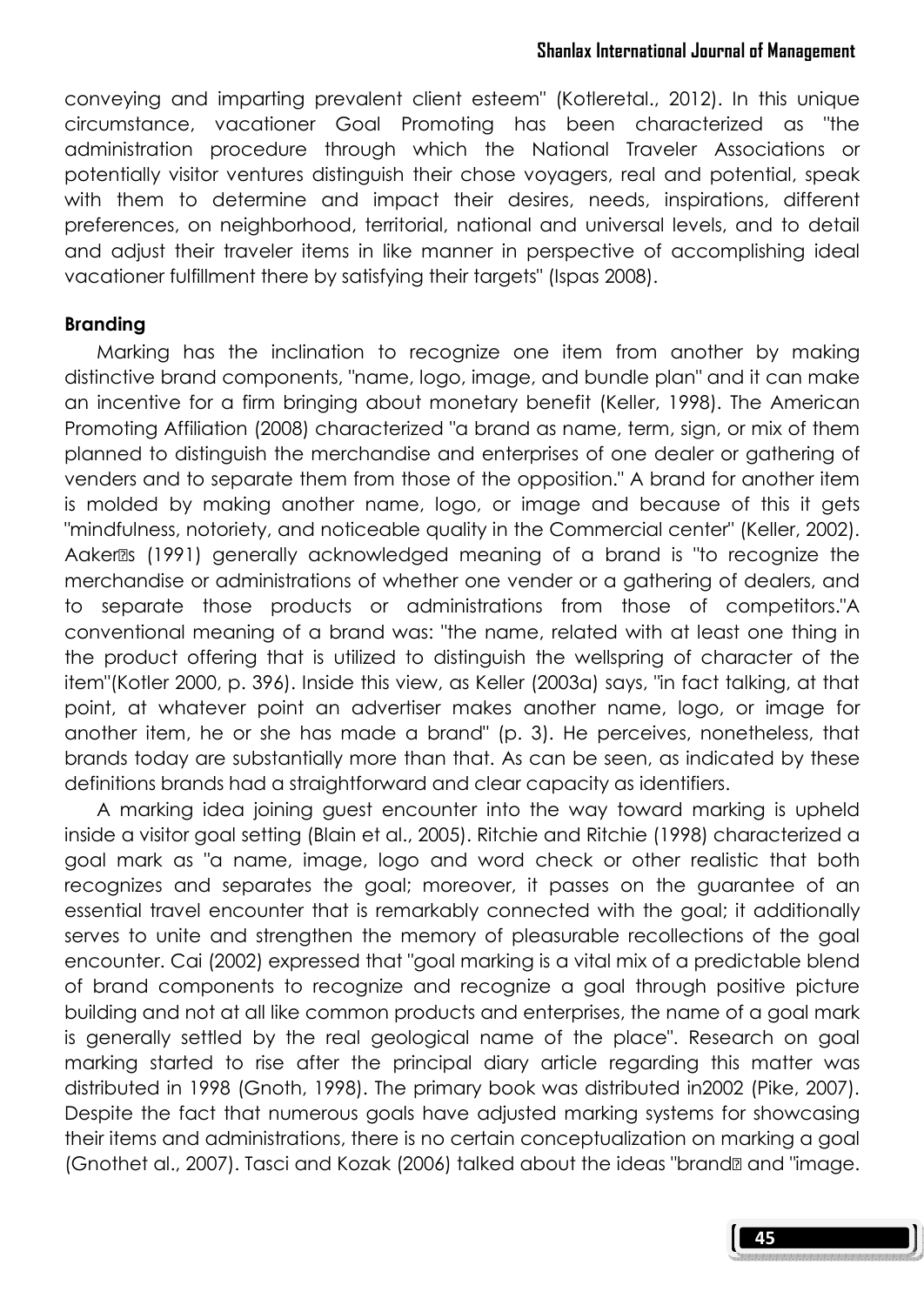conveying and imparting prevalent client esteem" (Kotleretal., 2012). In this unique circumstance, vacationer Goal Promoting has been characterized as "the administration procedure through which the National Traveler Associations or potentially visitor ventures distinguish their chose voyagers, real and potential, speak with them to determine and impact their desires, needs, inspirations, different preferences, on neighborhood, territorial, national and universal levels, and to detail and adjust their traveler items in like manner in perspective of accomplishing ideal vacationer fulfillment there by satisfying their targets" (Ispas 2008).

**Branding**

Marking has the inclination to recognize one item from another by making distinctive brand components, "name, logo, image, and bundle plan" and it can make an incentive for a firm bringing about monetary benefit (Keller, 1998). The American Promoting Affiliation (2008) characterized "a brand as name, term, sign, or mix of them planned to distinguish the merchandise and enterprises of one dealer or gathering of venders and to separate them from those of the opposition." A brand for another item is molded by making another name, logo, or image and because of this it gets "mindfulness, notoriety, and noticeable quality in the Commercial center" (Keller, 2002). Aaker s (1991) generally acknowledged meaning of a brand is "to recognize the merchandise or administrations of whether one vender or a gathering of dealers, and to separate those products or administrations from those of competitors."A conventional meaning of a brand was: "the name, related with at least one thing in the product offering that is utilized to distinguish the wellspring of character of the item"(Kotler 2000, p. 396). Inside this view, as Keller (2003a) says, "in fact talking, at that point, at whatever point an advertiser makes another name, logo, or image for another item, he or she has made a brand" (p. 3). He perceives, nonetheless, that brands today are substantially more than that. As can be seen, as indicated by these definitions brands had a straightforward and clear capacity as identifiers.

A marking idea joining guest encounter into the way toward marking is upheld inside a visitor goal setting (Blain et al., 2005). Ritchie and Ritchie (1998) characterized a goal mark as "a name, image, logo and word check or other realistic that both recognizes and separates the goal; moreover, it passes on the guarantee of an essential travel encounter that is remarkably connected with the goal; it additionally serves to unite and strengthen the memory of pleasurable recollections of the goal encounter. Cai (2002) expressed that "goal marking is a vital mix of a predictable blend of brand components to recognize and recognize a goal through positive picture building and not at all like common products and enterprises, the name of a goal mark is generally settled by the real geological name of the place". Research on goal marking started to rise after the principal diary article regarding this matter was distributed in 1998 (Gnoth, 1998). The primary book was distributed in2002 (Pike, 2007). Despite the fact that numerous goals have adjusted marking systems for showcasing their items and administrations, there is no certain conceptualization on marking a goal (Gnothet al., 2007). Tasci and Kozak (2006) talked about the ideas "brand and "image.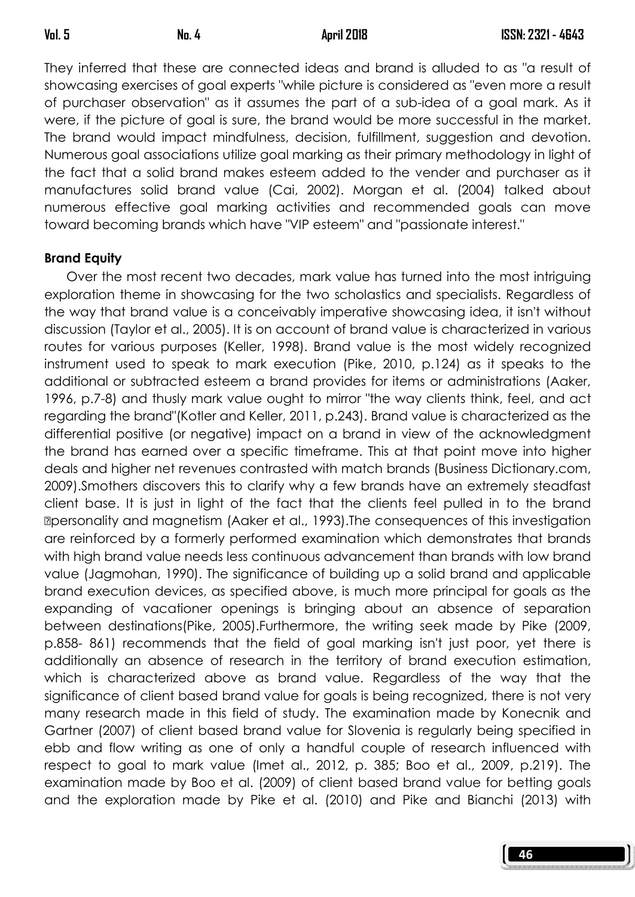They inferred that these are connected ideas and brand is alluded to as "a result of showcasing exercises of goal experts "while picture is considered as "even more a result of purchaser observation" as it assumes the part of a sub-idea of a goal mark. As it were, if the picture of goal is sure, the brand would be more successful in the market. The brand would impact mindfulness, decision, fulfillment, suggestion and devotion. Numerous goal associations utilize goal marking as their primary methodology in light of the fact that a solid brand makes esteem added to the vender and purchaser as it manufactures solid brand value (Cai, 2002). Morgan et al. (2004) talked about numerous effective goal marking activities and recommended goals can move toward becoming brands which have "VIP esteem" and "passionate interest."

**Brand Equity**

Over the most recent two decades, mark value has turned into the most intriguing exploration theme in showcasing for the two scholastics and specialists. Regardless of the way that brand value is a conceivably imperative showcasing idea, it isn't without discussion (Taylor et al., 2005). It is on account of brand value is characterized in various routes for various purposes (Keller, 1998). Brand value is the most widely recognized instrument used to speak to mark execution (Pike, 2010, p.124) as it speaks to the additional or subtracted esteem a brand provides for items or administrations (Aaker, 1996, p.7-8) and thusly mark value ought to mirror "the way clients think, feel, and act regarding the brand"(Kotler and Keller, 2011, p.243). Brand value is characterized as the differential positive (or negative) impact on a brand in view of the acknowledgment the brand has earned over a specific timeframe. This at that point move into higher deals and higher net revenues contrasted with match brands (Business Dictionary.com, 2009).Smothers discovers this to clarify why a few brands have an extremely steadfast client base. It is just in light of the fact that the clients feel pulled in to the brand personality and magnetism (Aaker et al., 1993).The consequences of this investigation are reinforced by a formerly performed examination which demonstrates that brands with high brand value needs less continuous advancement than brands with low brand value (Jagmohan, 1990). The significance of building up a solid brand and applicable brand execution devices, as specified above, is much more principal for goals as the expanding of vacationer openings is bringing about an absence of separation between destinations(Pike, 2005).Furthermore, the writing seek made by Pike (2009, p.858- 861) recommends that the field of goal marking isn't just poor, yet there is additionally an absence of research in the territory of brand execution estimation, which is characterized above as brand value. Regardless of the way that the significance of client based brand value for goals is being recognized, there is not very many research made in this field of study. The examination made by Konecnik and Gartner (2007) of client based brand value for Slovenia is regularly being specified in ebb and flow writing as one of only a handful couple of research influenced with respect to goal to mark value (Imet al., 2012, p. 385; Boo et al., 2009, p.219). The examination made by Boo et al. (2009) of client based brand value for betting goals and the exploration made by Pike et al. (2010) and Pike and Bianchi (2013) with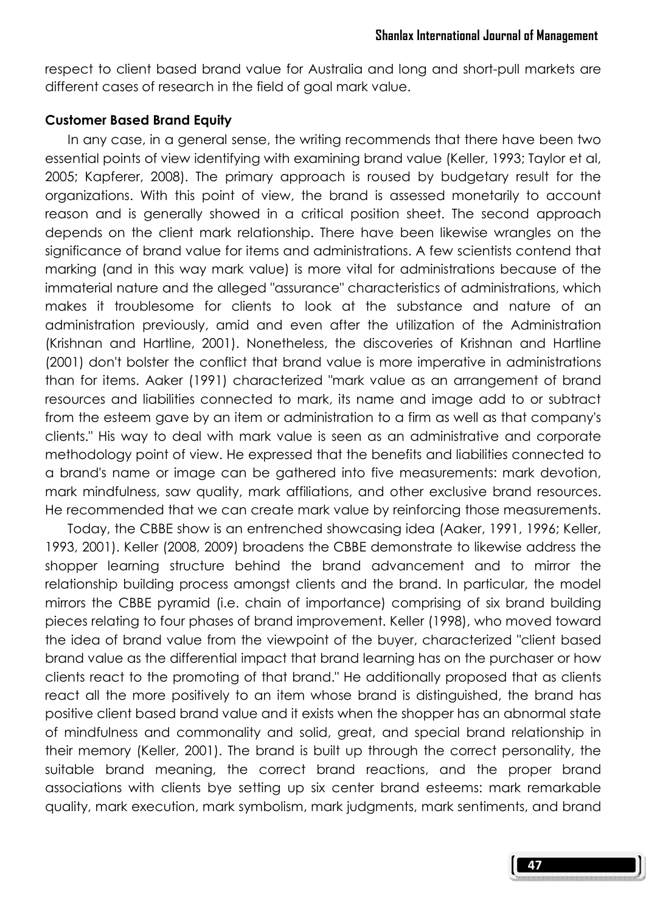respect to client based brand value for Australia and long and short-pull markets are different cases of research in the field of goal mark value.

**Customer Based Brand Equity**

In any case, in a general sense, the writing recommends that there have been two essential points of view identifying with examining brand value (Keller, 1993; Taylor et al, 2005; Kapferer, 2008). The primary approach is roused by budgetary result for the organizations. With this point of view, the brand is assessed monetarily to account reason and is generally showed in a critical position sheet. The second approach depends on the client mark relationship. There have been likewise wrangles on the significance of brand value for items and administrations. A few scientists contend that marking (and in this way mark value) is more vital for administrations because of the immaterial nature and the alleged "assurance" characteristics of administrations, which makes it troublesome for clients to look at the substance and nature of an administration previously, amid and even after the utilization of the Administration (Krishnan and Hartline, 2001). Nonetheless, the discoveries of Krishnan and Hartline (2001) don't bolster the conflict that brand value is more imperative in administrations than for items. Aaker (1991) characterized "mark value as an arrangement of brand resources and liabilities connected to mark, its name and image add to or subtract from the esteem gave by an item or administration to a firm as well as that company's clients." His way to deal with mark value is seen as an administrative and corporate methodology point of view. He expressed that the benefits and liabilities connected to a brand's name or image can be gathered into five measurements: mark devotion, mark mindfulness, saw quality, mark affiliations, and other exclusive brand resources. He recommended that we can create mark value by reinforcing those measurements.

Today, the CBBE show is an entrenched showcasing idea (Aaker, 1991, 1996; Keller, 1993, 2001). Keller (2008, 2009) broadens the CBBE demonstrate to likewise address the shopper learning structure behind the brand advancement and to mirror the relationship building process amongst clients and the brand. In particular, the model mirrors the CBBE pyramid (i.e. chain of importance) comprising of six brand building pieces relating to four phases of brand improvement. Keller (1998), who moved toward the idea of brand value from the viewpoint of the buyer, characterized "client based brand value as the differential impact that brand learning has on the purchaser or how clients react to the promoting of that brand." He additionally proposed that as clients react all the more positively to an item whose brand is distinguished, the brand has positive client based brand value and it exists when the shopper has an abnormal state of mindfulness and commonality and solid, great, and special brand relationship in their memory (Keller, 2001). The brand is built up through the correct personality, the suitable brand meaning, the correct brand reactions, and the proper brand associations with clients bye setting up six center brand esteems: mark remarkable quality, mark execution, mark symbolism, mark judgments, mark sentiments, and brand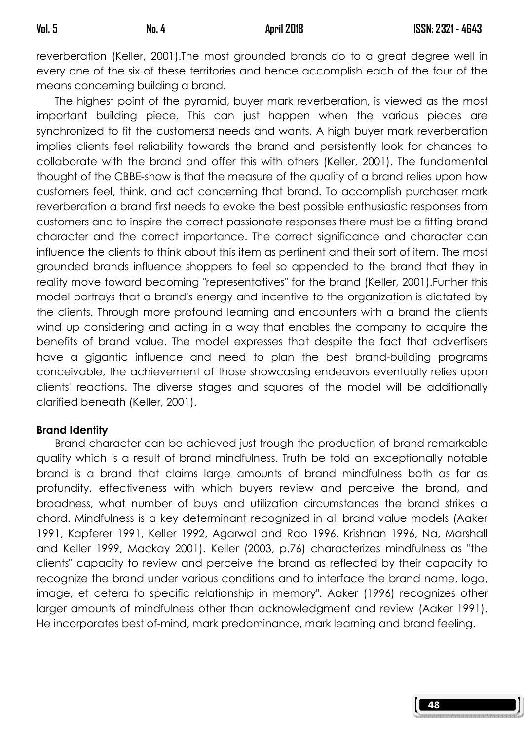reverberation (Keller, 2001).The most grounded brands do to a great degree well in every one of the six of these territories and hence accomplish each of the four of the means concerning building a brand.

The highest point of the pyramid, buyer mark reverberation, is viewed as the most important building piece. This can just happen when the various pieces are synchronized to fit the customers� needs and wants. A high buyer mark reverberation implies clients feel reliability towards the brand and persistently look for chances to collaborate with the brand and offer this with others (Keller, 2001). The fundamental thought of the CBBE-show is that the measure of the quality of a brand relies upon how customers feel, think, and act concerning that brand. To accomplish purchaser mark reverberation a brand first needs to evoke the best possible enthusiastic responses from customers and to inspire the correct passionate responses there must be a fitting brand character and the correct importance. The correct significance and character can influence the clients to think about this item as pertinent and their sort of item. The most grounded brands influence shoppers to feel so appended to the brand that they in reality move toward becoming "representatives" for the brand (Keller, 2001).Further this model portrays that a brand's energy and incentive to the organization is dictated by the clients. Through more profound learning and encounters with a brand the clients wind up considering and acting in a way that enables the company to acquire the benefits of brand value. The model expresses that despite the fact that advertisers have a gigantic influence and need to plan the best brand-building programs conceivable, the achievement of those showcasing endeavors eventually relies upon clients' reactions. The diverse stages and squares of the model will be additionally clarified beneath (Keller, 2001).

**Brand Identity**

Brand character can be achieved just trough the production of brand remarkable quality which is a result of brand mindfulness. Truth be told an exceptionally notable brand is a brand that claims large amounts of brand mindfulness both as far as profundity, effectiveness with which buyers review and perceive the brand, and broadness, what number of buys and utilization circumstances the brand strikes a chord. Mindfulness is a key determinant recognized in all brand value models (Aaker 1991, Kapferer 1991, Keller 1992, Agarwal and Rao 1996, Krishnan 1996, Na, Marshall and Keller 1999, Mackay 2001). Keller (2003, p.76) characterizes mindfulness as "the clients" capacity to review and perceive the brand as reflected by their capacity to recognize the brand under various conditions and to interface the brand name, logo, image, et cetera to specific relationship in memory". Aaker (1996) recognizes other larger amounts of mindfulness other than acknowledgment and review (Aaker 1991). He incorporates best of-mind, mark predominance, mark learning and brand feeling.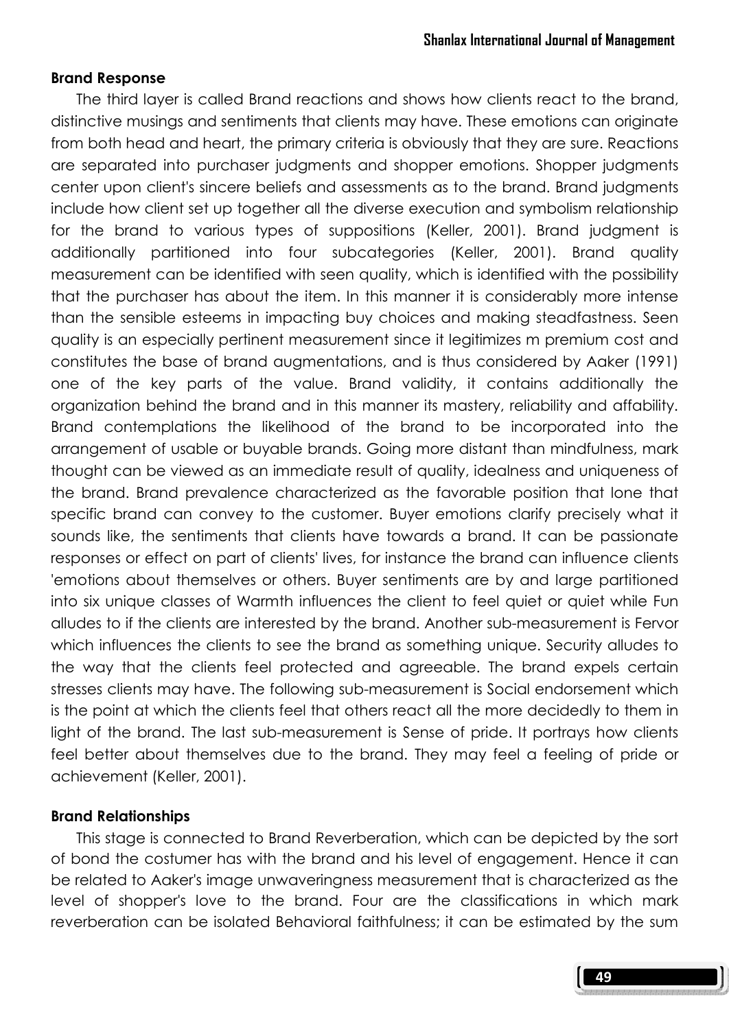## Brand Response

The third layer is called Brand reactions and shows how clients react to the brand, distinctive musings and sentiments that clients may have. These emotions can originate from both head and heart, the primary criteria is obviously that they are sure. Reactions are separated into purchaser judgments and shopper emotions. Shopper judgments center upon client's sincere beliefs and assessments as to the brand. Brand judgments include how client set up together all the diverse execution and symbolism relationship for the brand to various types of suppositions (Keller, 2001). Brand judgment is additionally partitioned into four subcategories (Keller, 2001). Brand quality measurement can be identified with seen quality, which is identified with the possibility that the purchaser has about the item. In this manner it is considerably more intense than the sensible esteems in impacting buy choices and making steadfastness. Seen quality is an especially pertinent measurement since it legitimizes m premium cost and constitutes the base of brand augmentations, and is thus considered by Aaker (1991) one of the key parts of the value. Brand validity, it contains additionally the organization behind the brand and in this manner its mastery, reliability and affability. Brand contemplations the likelihood of the brand to be incorporated into the arrangement of usable or buyable brands. Going more distant than mindfulness, mark thought can be viewed as an immediate result of quality, idealness and uniqueness of the brand. Brand prevalence characterized as the favorable position that lone that specific brand can convey to the customer. Buyer emotions clarify precisely what it sounds like, the sentiments that clients have towards a brand. It can be passionate responses or effect on part of clients' lives, for instance the brand can influence clients 'emotions about themselves or others. Buyer sentiments are by and large partitioned into six unique classes of Warmth influences the client to feel quiet or quiet while Fun alludes to if the clients are interested by the brand. Another sub-measurement is Fervor which influences the clients to see the brand as something unique. Security alludes to the way that the clients feel protected and agreeable. The brand expels certain stresses clients may have. The following sub-measurement is Social endorsement which is the point at which the clients feel that others react all the more decidedly to them in light of the brand. The last sub-measurement is Sense of pride. It portrays how clients feel better about themselves due to the brand. They may feel a feeling of pride or achievement (Keller, 2001).

## Brand Relationships

This stage is connected to Brand Reverberation, which can be depicted by the sort of bond the costumer has with the brand and his level of engagement. Hence it can be related to Aaker's image unwaveringness measurement that is characterized as the level of shopper's love to the brand. Four are the classifications in which mark reverberation can be isolated Behavioral faithfulness; it can be estimated by the sum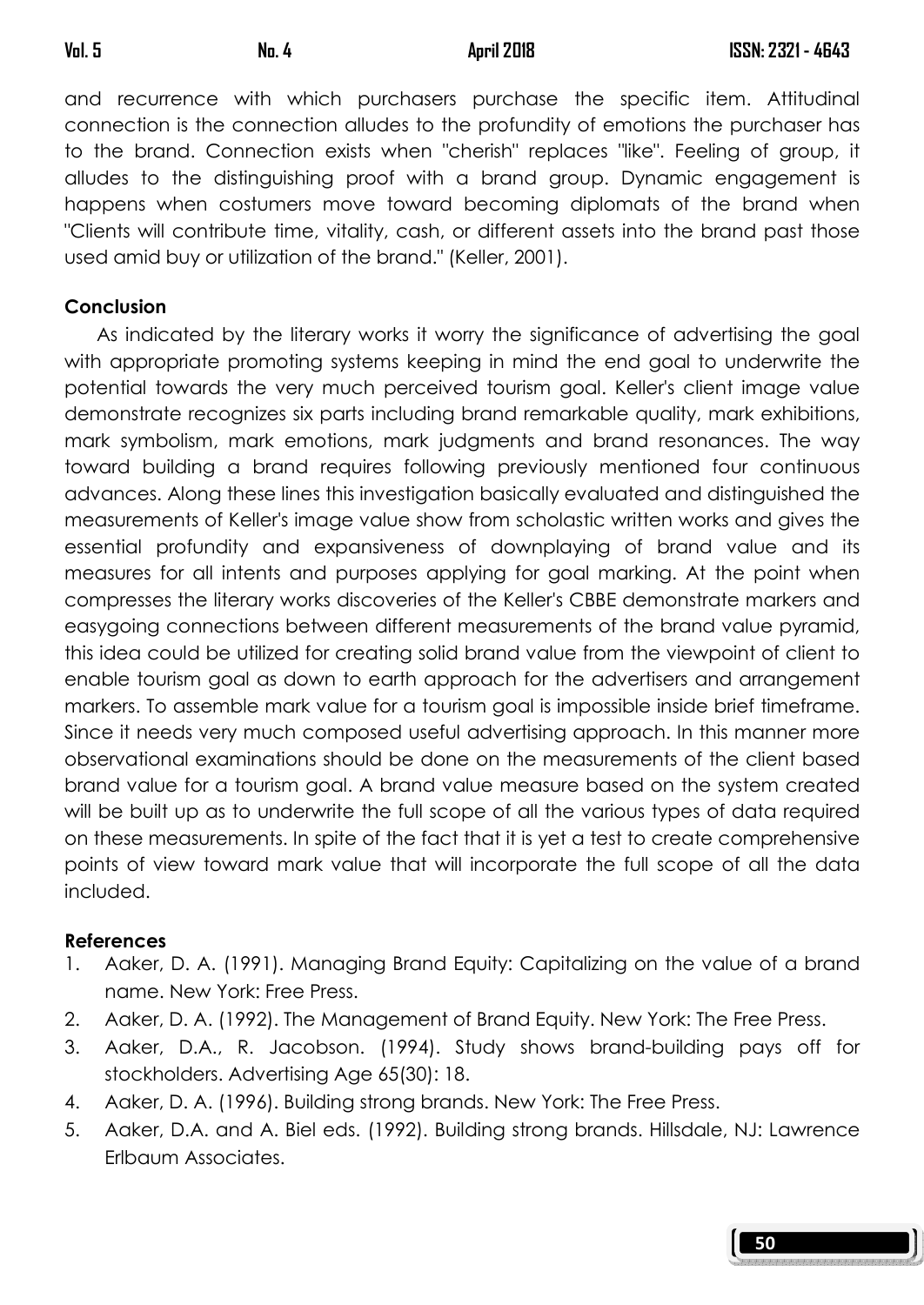and recurrence with which purchasers purchase the specific item. Attitudinal connection is the connection alludes to the profundity of emotions the purchaser has to the brand. Connection exists when "cherish" replaces "like". Feeling of group, it alludes to the distinguishing proof with a brand group. Dynamic engagement is happens when costumers move toward becoming diplomats of the brand when "Clients will contribute time, vitality, cash, or different assets into the brand past those used amid buy or utilization of the brand." (Keller, 2001).

## Conclusion

As indicated by the literary works it worry the significance of advertising the goal with appropriate promoting systems keeping in mind the end goal to underwrite the potential towards the very much perceived tourism goal. Keller's client image value demonstrate recognizes six parts including brand remarkable quality, mark exhibitions, mark symbolism, mark emotions, mark judgments and brand resonances. The way toward building a brand requires following previously mentioned four continuous advances. Along these lines this investigation basically evaluated and distinguished the measurements of Keller's image value show from scholastic written works and gives the essential profundity and expansiveness of downplaying of brand value and its measures for all intents and purposes applying for goal marking. At the point when compresses the literary works discoveries of the Keller's CBBE demonstrate markers and easygoing connections between different measurements of the brand value pyramid, this idea could be utilized for creating solid brand value from the viewpoint of client to enable tourism goal as down to earth approach for the advertisers and arrangement markers. To assemble mark value for a tourism goal is impossible inside brief timeframe. Since it needs very much composed useful advertising approach. In this manner more observational examinations should be done on the measurements of the client based brand value for a tourism goal. A brand value measure based on the system created will be built up as to underwrite the full scope of all the various types of data required on these measurements. In spite of the fact that it is yet a test to create comprehensive points of view toward mark value that will incorporate the full scope of all the data included.

## References

1. Aaker, D. A. (1991). Managing Brand Equity: Capitalizing on the value of a brand name. New York: Free Press.
2. Aaker, D. A. (1992). The Management of Brand Equity. New York: The Free Press.
3. Aaker, D.A., R. Jacobson. (1994). Study shows brand-building pays off for stockholders. Advertising Age 65(30): 18.
4. Aaker, D. A. (1996). Building strong brands. New York: The Free Press.
5. Aaker, D.A. and A. Biel eds. (1992). Building strong brands. Hillsdale, NJ: Lawrence Erlbaum Associates.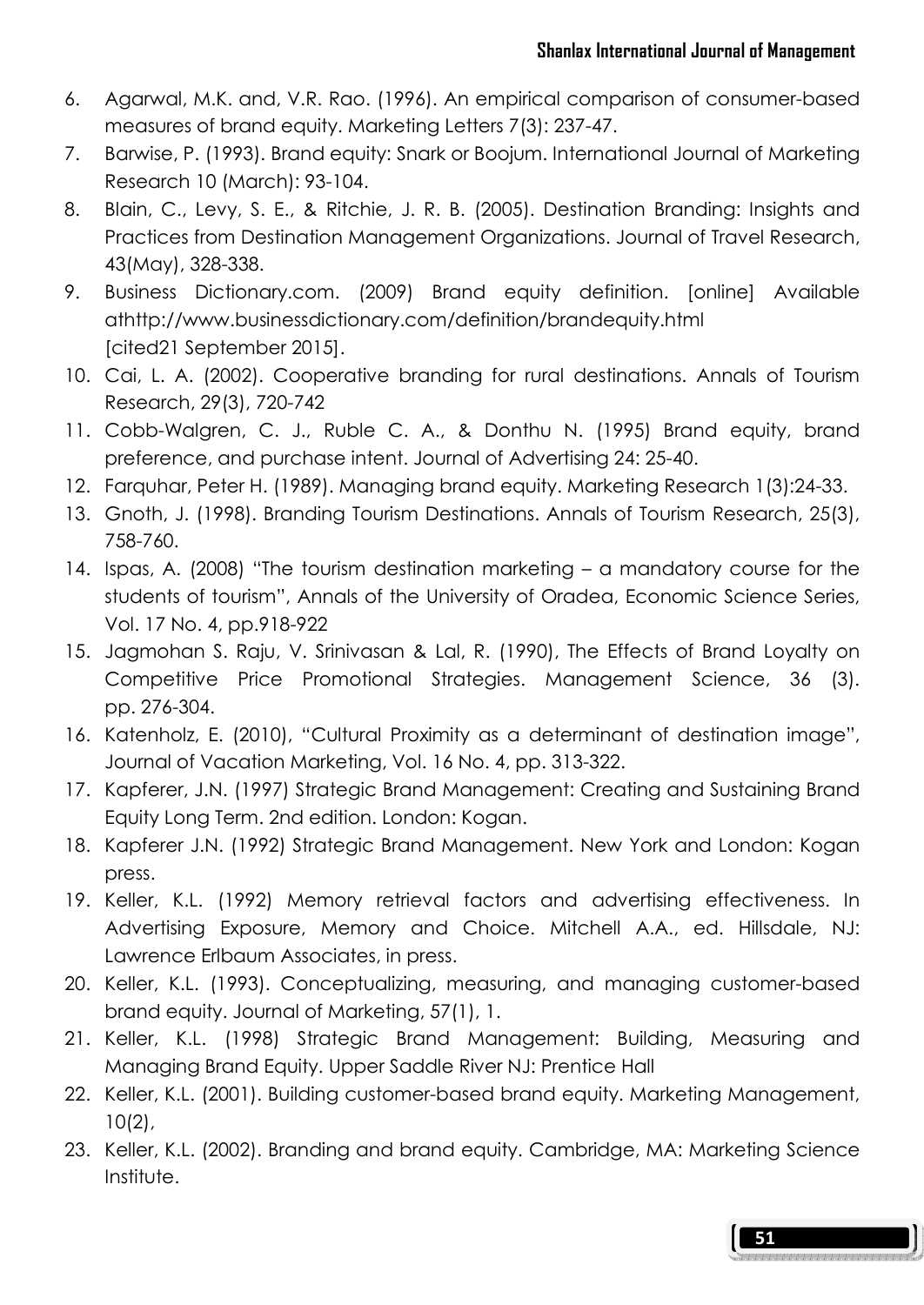6. Agarwal, M.K. and, V.R. Rao. (1996). An empirical comparison of consumer-based measures of brand equity. Marketing Letters 7(3): 237-47.
7. Barwise, P. (1993). Brand equity: Snark or Boojum. International Journal of Marketing Research 10 (March): 93-104.
8. Blain, C., Levy, S. E., & Ritchie, J. R. B. (2005). Destination Branding: Insights and Practices from Destination Management Organizations. Journal of Travel Research, 43(May), 328-338.
9. Business Dictionary.com. (2009) Brand equity definition. [online] Available athttp://www.businessdictionary.com/definition/brandequity.html [cited21 September 2015].
10. Cai, L. A. (2002). Cooperative branding for rural destinations. Annals of Tourism Research, 29(3), 720-742
11. Cobb-Walgren, C. J., Ruble C. A., & Donthu N. (1995) Brand equity, brand preference, and purchase intent. Journal of Advertising 24: 25-40.
12. Farquhar, Peter H. (1989). Managing brand equity. Marketing Research 1(3):24-33.
13. Gnoth, J. (1998). Branding Tourism Destinations. Annals of Tourism Research, 25(3), 758-760.
14. Ispas, A. (2008) "The tourism destination marketing – a mandatory course for the students of tourism", Annals of the University of Oradea, Economic Science Series, Vol. 17 No. 4, pp.918-922
15. Jagmohan S. Raju, V. Srinivasan & Lal, R. (1990), The Effects of Brand Loyalty on Competitive Price Promotional Strategies. Management Science, 36 (3). pp. 276-304.
16. Katenholz, E. (2010), "Cultural Proximity as a determinant of destination image", Journal of Vacation Marketing, Vol. 16 No. 4, pp. 313-322.
17. Kapferer, J.N. (1997) Strategic Brand Management: Creating and Sustaining Brand Equity Long Term. 2nd edition. London: Kogan.
18. Kapferer J.N. (1992) Strategic Brand Management. New York and London: Kogan press.
19. Keller, K.L. (1992) Memory retrieval factors and advertising effectiveness. In Advertising Exposure, Memory and Choice. Mitchell A.A., ed. Hillsdale, NJ: Lawrence Erlbaum Associates, in press.
20. Keller, K.L. (1993). Conceptualizing, measuring, and managing customer-based brand equity. Journal of Marketing, 57(1), 1.
21. Keller, K.L. (1998) Strategic Brand Management: Building, Measuring and Managing Brand Equity. Upper Saddle River NJ: Prentice Hall
22. Keller, K.L. (2001). Building customer-based brand equity. Marketing Management, 10(2),
23. Keller, K.L. (2002). Branding and brand equity. Cambridge, MA: Marketing Science Institute.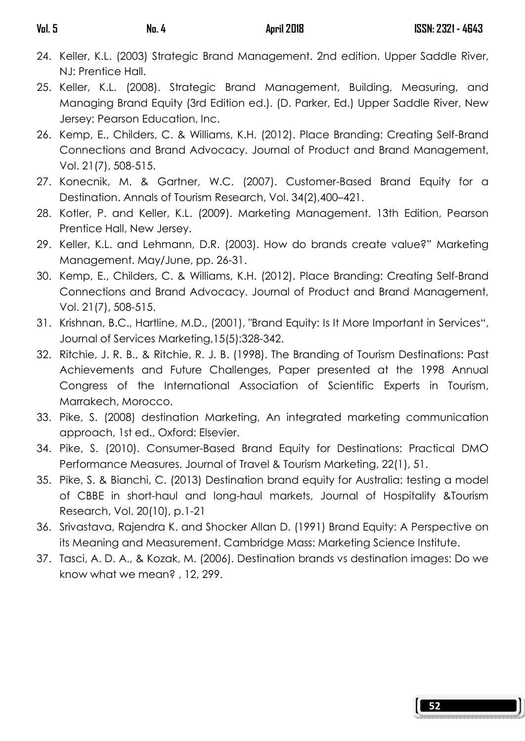24. Keller, K.L. (2003) Strategic Brand Management. 2nd edition. Upper Saddle River, NJ: Prentice Hall.
25. Keller, K.L. (2008). Strategic Brand Management, Building, Measuring, and Managing Brand Equity (3rd Edition ed.). (D. Parker, Ed.) Upper Saddle River, New Jersey: Pearson Education, Inc.
26. Kemp, E., Childers, C. & Williams, K.H. (2012). Place Branding: Creating Self-Brand Connections and Brand Advocacy. Journal of Product and Brand Management, Vol. 21(7), 508-515.
27. Konecnik, M. & Gartner, W.C. (2007). Customer-Based Brand Equity for a Destination. Annals of Tourism Research, Vol. 34(2),400–421.
28. Kotler, P. and Keller, K.L. (2009). Marketing Management. 13th Edition, Pearson Prentice Hall, New Jersey.
29. Keller, K.L. and Lehmann, D.R. (2003). How do brands create value?" Marketing Management. May/June, pp. 26-31.
30. Kemp, E., Childers, C. & Williams, K.H. (2012). Place Branding: Creating Self-Brand Connections and Brand Advocacy. Journal of Product and Brand Management, Vol. 21(7), 508-515.
31. Krishnan, B.C., Hartline, M.D., (2001), "Brand Equity: Is It More Important in Services", Journal of Services Marketing,15(5):328-342.
32. Ritchie, J. R. B., & Ritchie, R. J. B. (1998). The Branding of Tourism Destinations: Past Achievements and Future Challenges, Paper presented at the 1998 Annual Congress of the International Association of Scientific Experts in Tourism, Marrakech, Morocco.
33. Pike, S. (2008) destination Marketing, An integrated marketing communication approach, 1st ed., Oxford: Elsevier.
34. Pike, S. (2010). Consumer-Based Brand Equity for Destinations: Practical DMO Performance Measures. Journal of Travel & Tourism Marketing, 22(1), 51.
35. Pike, S. & Bianchi, C. (2013) Destination brand equity for Australia: testing a model of CBBE in short-haul and long-haul markets, Journal of Hospitality &Tourism Research, Vol. 20(10), p.1-21
36. Srivastava, Rajendra K. and Shocker Allan D. (1991) Brand Equity: A Perspective on its Meaning and Measurement. Cambridge Mass: Marketing Science Institute.
37. Tasci, A. D. A., & Kozak, M. (2006). Destination brands vs destination images: Do we know what we mean? , 12, 299.